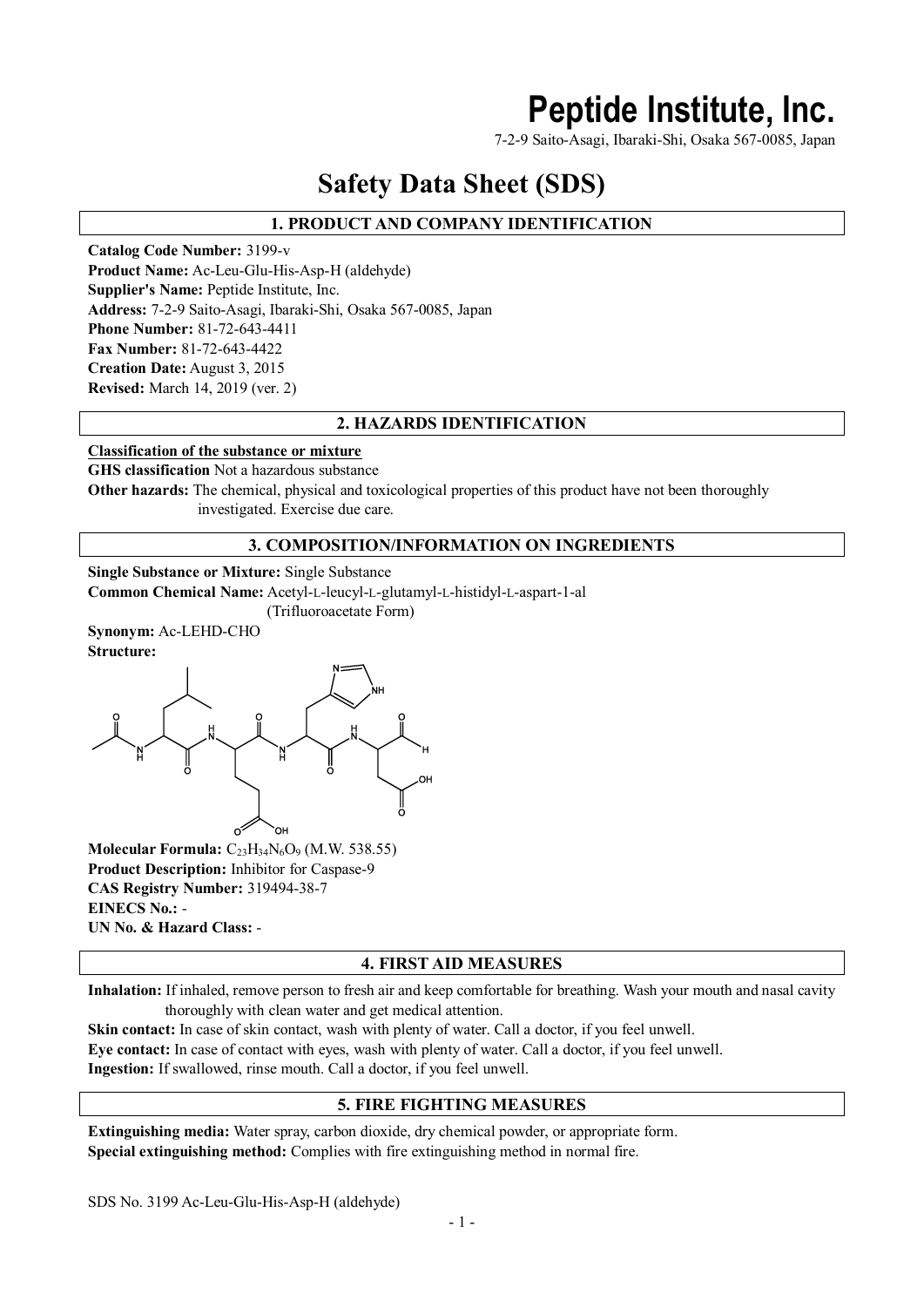# Peptide Institute, Inc.

7-2-9 Saito-Asagi, Ibaraki-Shi, Osaka 567-0085, Japan

# Safety Data Sheet (SDS)

## 1. PRODUCT AND COMPANY IDENTIFICATION

**Catalog Code Number:** 3199-v
**Product Name:** Ac-Leu-Glu-His-Asp-H (aldehyde)
**Supplier's Name:** Peptide Institute, Inc.
**Address:** 7-2-9 Saito-Asagi, Ibaraki-Shi, Osaka 567-0085, Japan
**Phone Number:** 81-72-643-4411
**Fax Number:** 81-72-643-4422
**Creation Date:** August 3, 2015
**Revised:** March 14, 2019 (ver. 2)

## 2. HAZARDS IDENTIFICATION

**Classification of the substance or mixture**

**GHS classification** Not a hazardous substance

**Other hazards:** The chemical, physical and toxicological properties of this product have not been thoroughly investigated. Exercise due care.

## 3. COMPOSITION/INFORMATION ON INGREDIENTS

**Single Substance or Mixture:** Single Substance
**Common Chemical Name:** Acetyl-L-leucyl-L-glutamyl-L-histidyl-L-aspart-1-al (Trifluoroacetate Form)
**Synonym:** Ac-LEHD-CHO
**Structure:**

**Molecular Formula:** $C_{23}H_{34}N_6O_9$ (M.W. 538.55)
**Product Description:** Inhibitor for Caspase-9
**CAS Registry Number:** 319494-38-7
**EINECS No.:** -
**UN No. & Hazard Class:** -

## 4. FIRST AID MEASURES

**Inhalation:** If inhaled, remove person to fresh air and keep comfortable for breathing. Wash your mouth and nasal cavity thoroughly with clean water and get medical attention.
**Skin contact:** In case of skin contact, wash with plenty of water. Call a doctor, if you feel unwell.
**Eye contact:** In case of contact with eyes, wash with plenty of water. Call a doctor, if you feel unwell.
**Ingestion:** If swallowed, rinse mouth. Call a doctor, if you feel unwell.

## 5. FIRE FIGHTING MEASURES

**Extinguishing media:** Water spray, carbon dioxide, dry chemical powder, or appropriate form.
**Special extinguishing method:** Complies with fire extinguishing method in normal fire.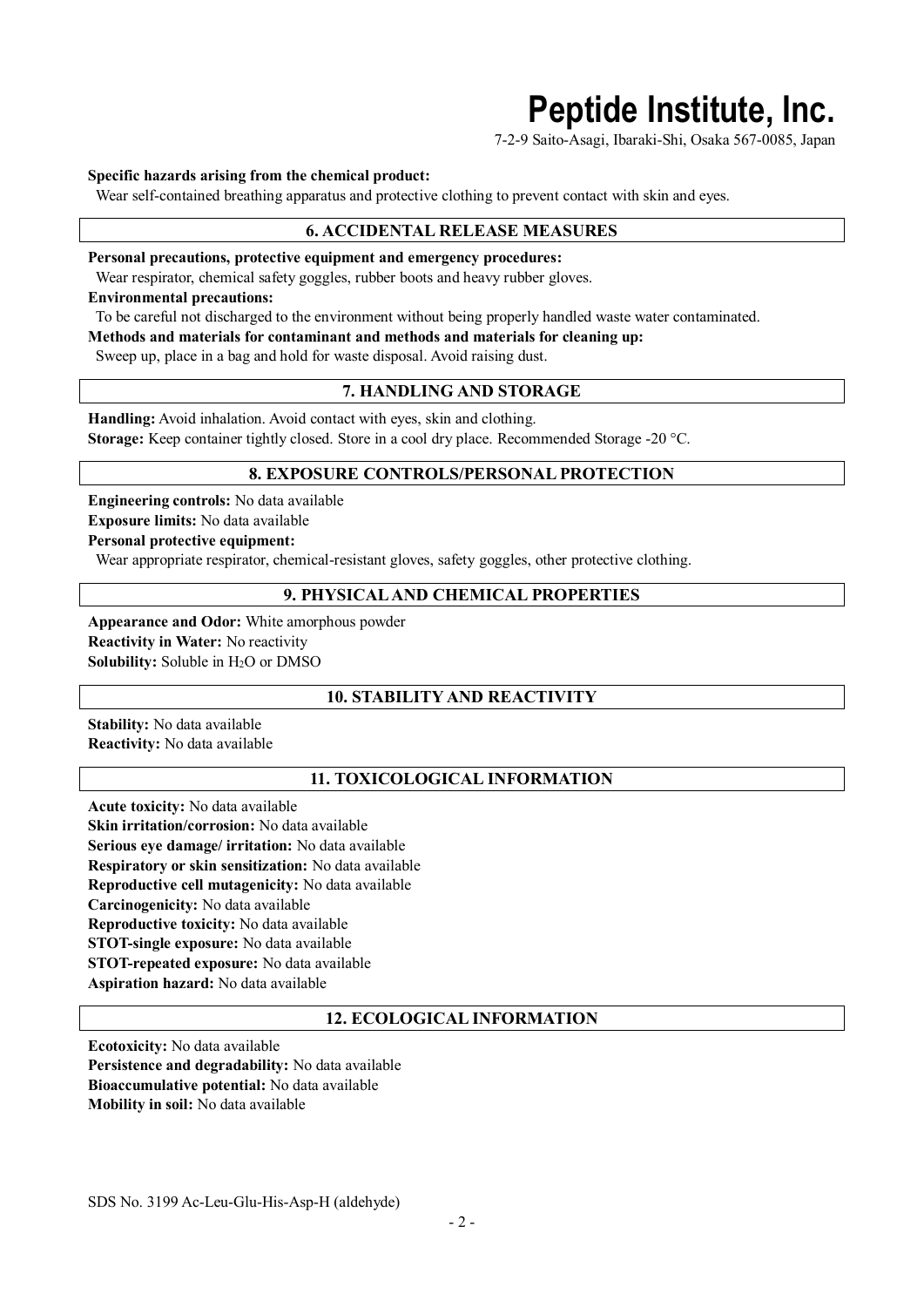**Specific hazards arising from the chemical product:**
Wear self-contained breathing apparatus and protective clothing to prevent contact with skin and eyes.

## 6. ACCIDENTAL RELEASE MEASURES

**Personal precautions, protective equipment and emergency procedures:**
Wear respirator, chemical safety goggles, rubber boots and heavy rubber gloves.

**Environmental precautions:**
To be careful not discharged to the environment without being properly handled waste water contaminated.

**Methods and materials for contaminant and methods and materials for cleaning up:**
Sweep up, place in a bag and hold for waste disposal. Avoid raising dust.

## 7. HANDLING AND STORAGE

**Handling:** Avoid inhalation. Avoid contact with eyes, skin and clothing.
**Storage:** Keep container tightly closed. Store in a cool dry place. Recommended Storage -20 °C.

## 8. EXPOSURE CONTROLS/PERSONAL PROTECTION

**Engineering controls:** No data available
**Exposure limits:** No data available
**Personal protective equipment:**
Wear appropriate respirator, chemical-resistant gloves, safety goggles, other protective clothing.

## 9. PHYSICAL AND CHEMICAL PROPERTIES

**Appearance and Odor:** White amorphous powder
**Reactivity in Water:** No reactivity
**Solubility:** Soluble in $H_2O$ or DMSO

## 10. STABILITY AND REACTIVITY

**Stability:** No data available
**Reactivity:** No data available

## 11. TOXICOLOGICAL INFORMATION

**Acute toxicity:** No data available
**Skin irritation/corrosion:** No data available
**Serious eye damage/ irritation:** No data available
**Respiratory or skin sensitization:** No data available
**Reproductive cell mutagenicity:** No data available
**Carcinogenicity:** No data available
**Reproductive toxicity:** No data available
**STOT-single exposure:** No data available
**STOT-repeated exposure:** No data available
**Aspiration hazard:** No data available

## 12. ECOLOGICAL INFORMATION

**Ecotoxicity:** No data available
**Persistence and degradability:** No data available
**Bioaccumulative potential:** No data available
**Mobility in soil:** No data available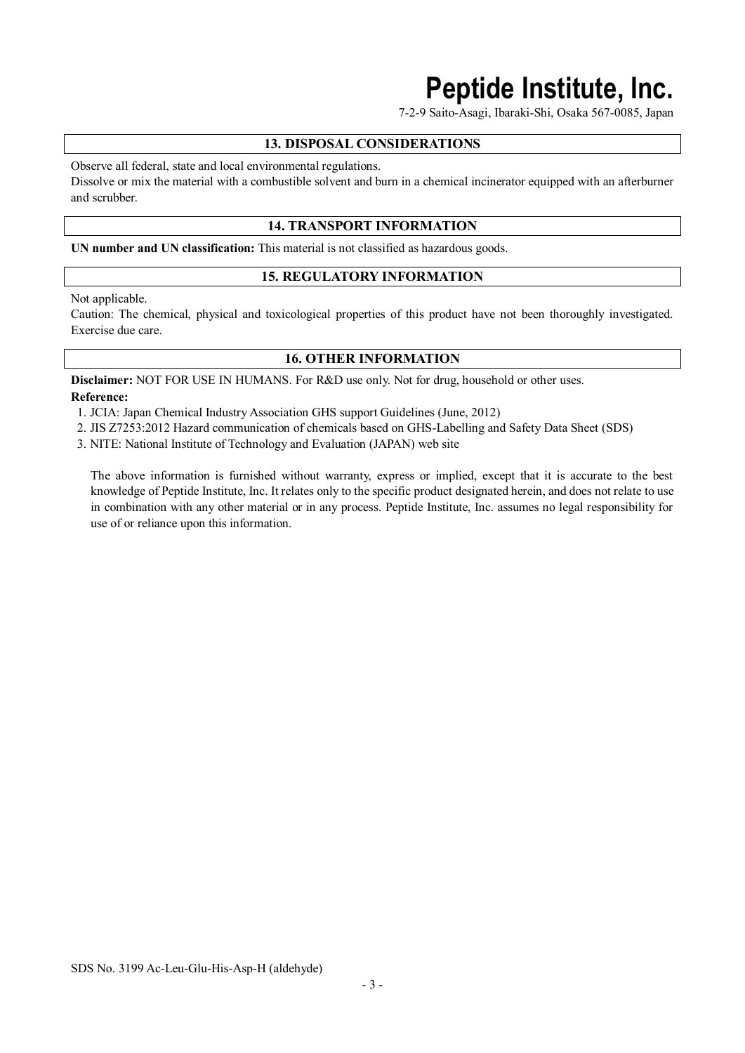## 13. DISPOSAL CONSIDERATIONS

Observe all federal, state and local environmental regulations.
Dissolve or mix the material with a combustible solvent and burn in a chemical incinerator equipped with an afterburner and scrubber.

## 14. TRANSPORT INFORMATION

**UN number and UN classification:** This material is not classified as hazardous goods.

## 15. REGULATORY INFORMATION

Not applicable.
Caution: The chemical, physical and toxicological properties of this product have not been thoroughly investigated. Exercise due care.

## 16. OTHER INFORMATION

**Disclaimer:** NOT FOR USE IN HUMANS. For R&D use only. Not for drug, household or other uses.

**Reference:**

1. JCIA: Japan Chemical Industry Association GHS support Guidelines (June, 2012)
2. JIS Z7253:2012 Hazard communication of chemicals based on GHS-Labelling and Safety Data Sheet (SDS)
3. NITE: National Institute of Technology and Evaluation (JAPAN) web site

The above information is furnished without warranty, express or implied, except that it is accurate to the best knowledge of Peptide Institute, Inc. It relates only to the specific product designated herein, and does not relate to use in combination with any other material or in any process. Peptide Institute, Inc. assumes no legal responsibility for use of or reliance upon this information.